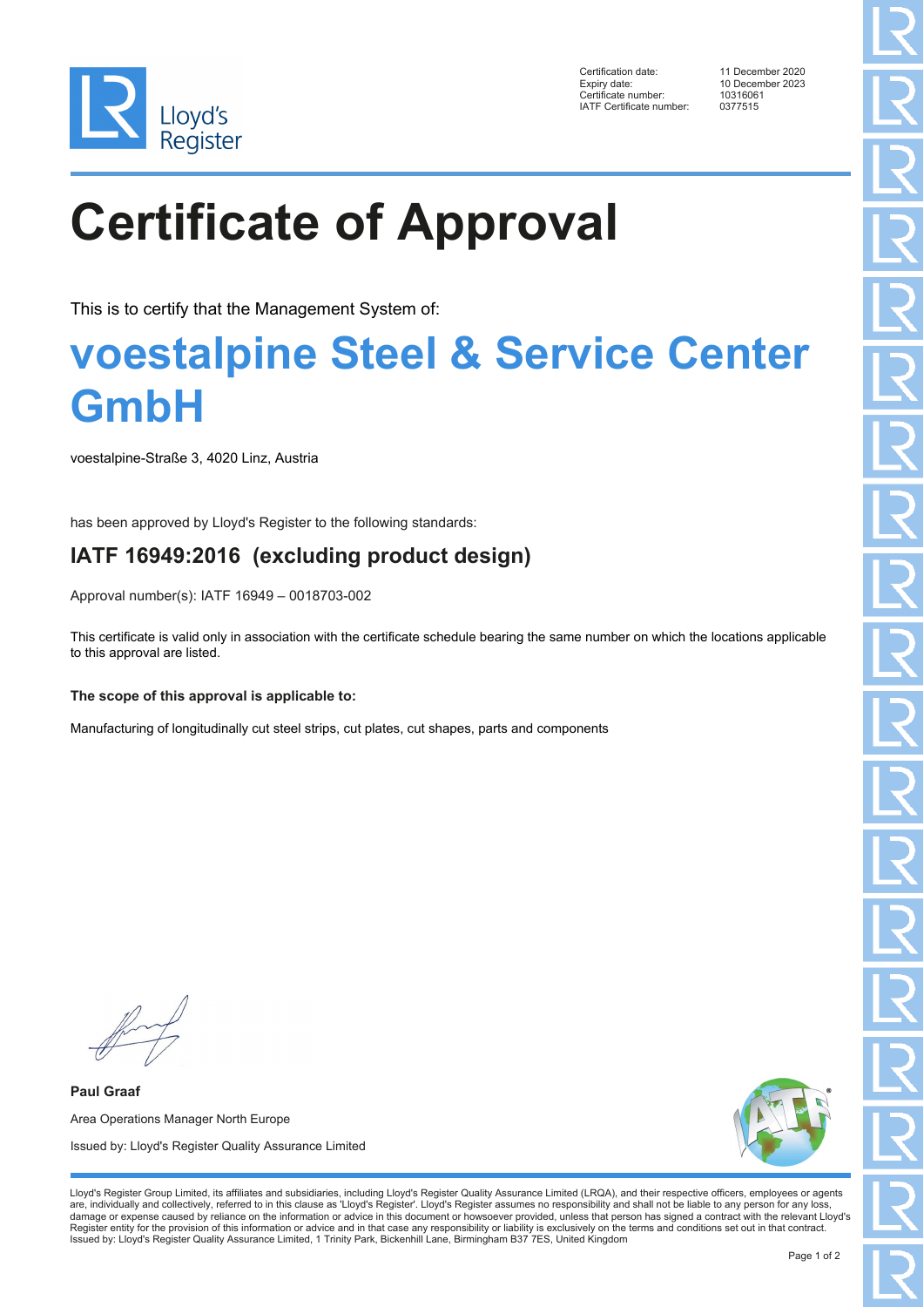Lloyd's Register

| | |
|---|---|
| Certification date: | 11 December 2020 |
| Expiry date: | 10 December 2023 |
| Certificate number: | 10316061 |
| IATF Certificate number: | 0377515 |

# Certificate of Approval

This is to certify that the Management System of:

## voestalpine Steel & Service Center GmbH

voestalpine-Straße 3, 4020 Linz, Austria

has been approved by Lloyd's Register to the following standards:

### IATF 16949:2016 (excluding product design)

Approval number(s): IATF 16949 – 0018703-002

This certificate is valid only in association with the certificate schedule bearing the same number on which the locations applicable to this approval are listed.

**The scope of this approval is applicable to:**

Manufacturing of longitudinally cut steel strips, cut plates, cut shapes, parts and components

**Paul Graaf**

Area Operations Manager North Europe

Issued by: Lloyd's Register Quality Assurance Limited

Lloyd's Register Group Limited, its affiliates and subsidiaries, including Lloyd's Register Quality Assurance Limited (LRQA), and their respective officers, employees or agents are, individually and collectively, referred to in this clause as 'Lloyd's Register'. Lloyd's Register assumes no responsibility and shall not be liable to any person for any loss, damage or expense caused by reliance on the information or advice in this document or howsoever provided, unless that person has signed a contract with the relevant Lloyd's Register entity for the provision of this information or advice and in that case any responsibility or liability is exclusively on the terms and conditions set out in that contract. Issued by: Lloyd's Register Quality Assurance Limited, 1 Trinity Park, Bickenhill Lane, Birmingham B37 7ES, United Kingdom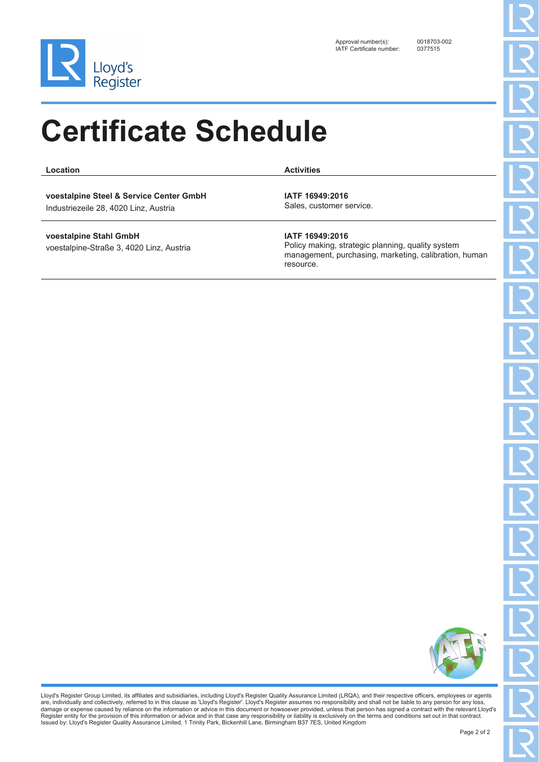Approval number(s): 0018703-002
IATF Certificate number: 0377515

# Certificate Schedule

| Location | Activities |
| --- | --- |
| **voestalpine Steel & Service Center GmbH**<br>Industriezeile 28, 4020 Linz, Austria | **IATF 16949:2016**<br>Sales, customer service. |
| **voestalpine Stahl GmbH**<br>voestalpine-Straße 3, 4020 Linz, Austria | **IATF 16949:2016**<br>Policy making, strategic planning, quality system management, purchasing, marketing, calibration, human resource. |

Lloyd's Register Group Limited, its affiliates and subsidiaries, including Lloyd's Register Quality Assurance Limited (LRQA), and their respective officers, employees or agents are, individually and collectively, referred to in this clause as 'Lloyd's Register'. Lloyd's Register assumes no responsibility and shall not be liable to any person for any loss, damage or expense caused by reliance on the information or advice in this document or howsoever provided, unless that person has signed a contract with the relevant Lloyd's Register entity for the provision of this information or advice and in that case any responsibility or liability is exclusively on the terms and conditions set out in that contract.
Issued by: Lloyd's Register Quality Assurance Limited, 1 Trinity Park, Bickenhill Lane, Birmingham B37 7ES, United Kingdom